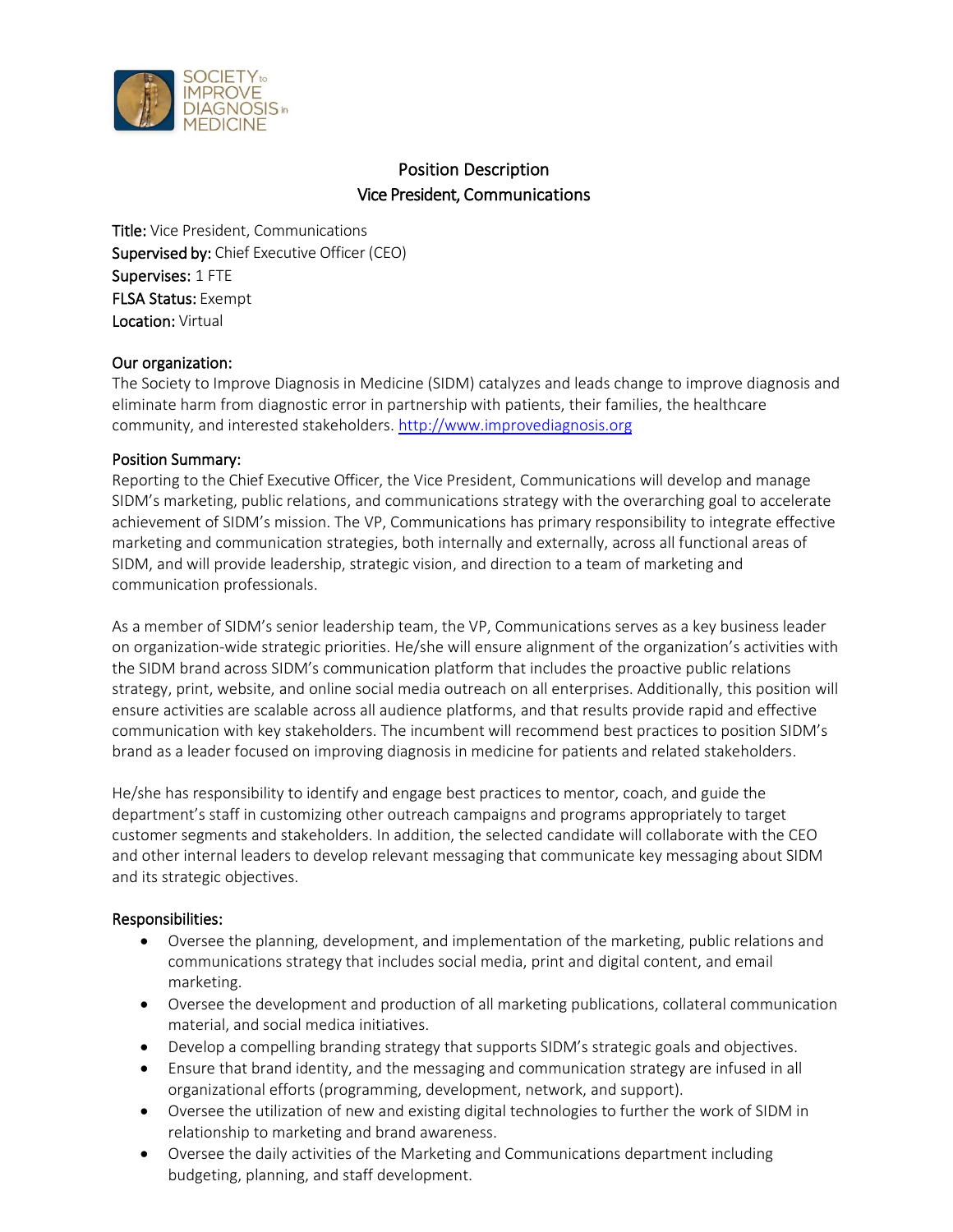SOCIETY to IMPROVE DIAGNOSIS in MEDICINE

# Position Description
## Vice President, Communications

**Title:** Vice President, Communications
**Supervised by:** Chief Executive Officer (CEO)
**Supervises:** 1 FTE
**FLSA Status:** Exempt
**Location:** Virtual

**Our organization:**
The Society to Improve Diagnosis in Medicine (SIDM) catalyzes and leads change to improve diagnosis and eliminate harm from diagnostic error in partnership with patients, their families, the healthcare community, and interested stakeholders. http://www.improvediagnosis.org

**Position Summary:**
Reporting to the Chief Executive Officer, the Vice President, Communications will develop and manage SIDM's marketing, public relations, and communications strategy with the overarching goal to accelerate achievement of SIDM's mission. The VP, Communications has primary responsibility to integrate effective marketing and communication strategies, both internally and externally, across all functional areas of SIDM, and will provide leadership, strategic vision, and direction to a team of marketing and communication professionals.

As a member of SIDM's senior leadership team, the VP, Communications serves as a key business leader on organization-wide strategic priorities. He/she will ensure alignment of the organization's activities with the SIDM brand across SIDM's communication platform that includes the proactive public relations strategy, print, website, and online social media outreach on all enterprises. Additionally, this position will ensure activities are scalable across all audience platforms, and that results provide rapid and effective communication with key stakeholders. The incumbent will recommend best practices to position SIDM's brand as a leader focused on improving diagnosis in medicine for patients and related stakeholders.

He/she has responsibility to identify and engage best practices to mentor, coach, and guide the department's staff in customizing other outreach campaigns and programs appropriately to target customer segments and stakeholders. In addition, the selected candidate will collaborate with the CEO and other internal leaders to develop relevant messaging that communicate key messaging about SIDM and its strategic objectives.

**Responsibilities:**

- Oversee the planning, development, and implementation of the marketing, public relations and communications strategy that includes social media, print and digital content, and email marketing.
- Oversee the development and production of all marketing publications, collateral communication material, and social medica initiatives.
- Develop a compelling branding strategy that supports SIDM's strategic goals and objectives.
- Ensure that brand identity, and the messaging and communication strategy are infused in all organizational efforts (programming, development, network, and support).
- Oversee the utilization of new and existing digital technologies to further the work of SIDM in relationship to marketing and brand awareness.
- Oversee the daily activities of the Marketing and Communications department including budgeting, planning, and staff development.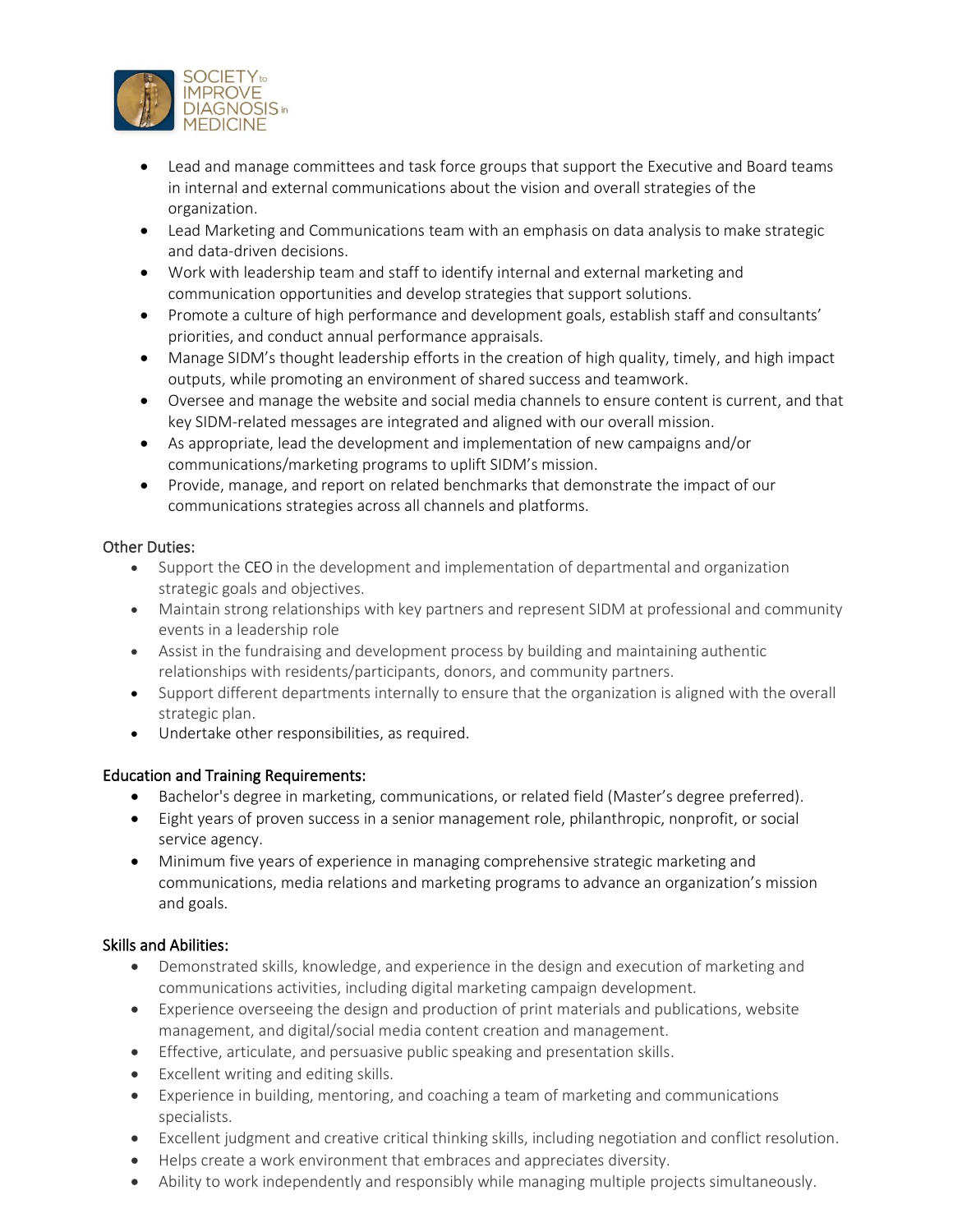- Lead and manage committees and task force groups that support the Executive and Board teams in internal and external communications about the vision and overall strategies of the organization.
- Lead Marketing and Communications team with an emphasis on data analysis to make strategic and data-driven decisions.
- Work with leadership team and staff to identify internal and external marketing and communication opportunities and develop strategies that support solutions.
- Promote a culture of high performance and development goals, establish staff and consultants' priorities, and conduct annual performance appraisals.
- Manage SIDM's thought leadership efforts in the creation of high quality, timely, and high impact outputs, while promoting an environment of shared success and teamwork.
- Oversee and manage the website and social media channels to ensure content is current, and that key SIDM-related messages are integrated and aligned with our overall mission.
- As appropriate, lead the development and implementation of new campaigns and/or communications/marketing programs to uplift SIDM's mission.
- Provide, manage, and report on related benchmarks that demonstrate the impact of our communications strategies across all channels and platforms.

Other Duties:

- Support the CEO in the development and implementation of departmental and organization strategic goals and objectives.
- Maintain strong relationships with key partners and represent SIDM at professional and community events in a leadership role
- Assist in the fundraising and development process by building and maintaining authentic relationships with residents/participants, donors, and community partners.
- Support different departments internally to ensure that the organization is aligned with the overall strategic plan.
- Undertake other responsibilities, as required.

Education and Training Requirements:

- Bachelor's degree in marketing, communications, or related field (Master's degree preferred).
- Eight years of proven success in a senior management role, philanthropic, nonprofit, or social service agency.
- Minimum five years of experience in managing comprehensive strategic marketing and communications, media relations and marketing programs to advance an organization's mission and goals.

Skills and Abilities:

- Demonstrated skills, knowledge, and experience in the design and execution of marketing and communications activities, including digital marketing campaign development.
- Experience overseeing the design and production of print materials and publications, website management, and digital/social media content creation and management.
- Effective, articulate, and persuasive public speaking and presentation skills.
- Excellent writing and editing skills.
- Experience in building, mentoring, and coaching a team of marketing and communications specialists.
- Excellent judgment and creative critical thinking skills, including negotiation and conflict resolution.
- Helps create a work environment that embraces and appreciates diversity.
- Ability to work independently and responsibly while managing multiple projects simultaneously.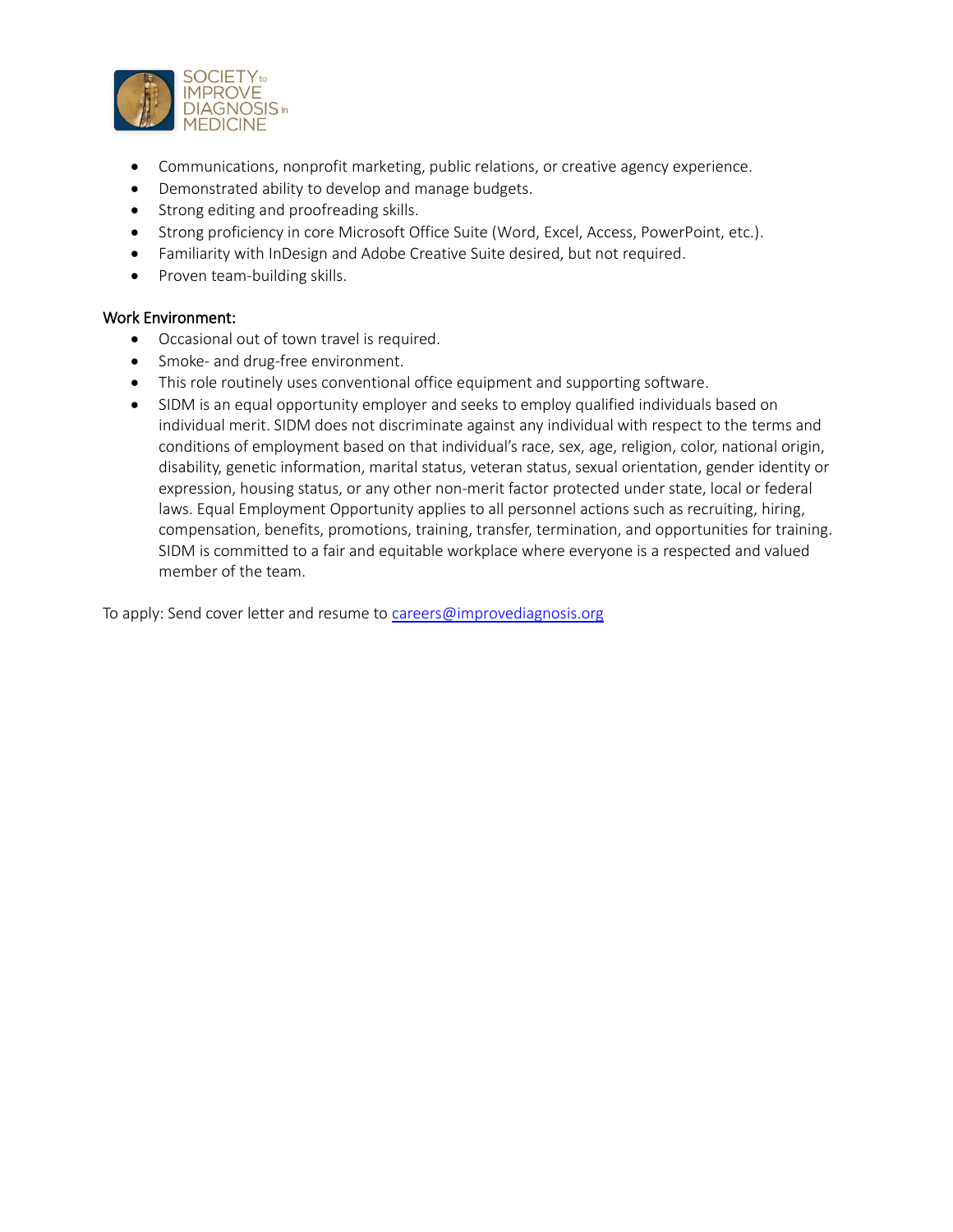- Communications, nonprofit marketing, public relations, or creative agency experience.
- Demonstrated ability to develop and manage budgets.
- Strong editing and proofreading skills.
- Strong proficiency in core Microsoft Office Suite (Word, Excel, Access, PowerPoint, etc.).
- Familiarity with InDesign and Adobe Creative Suite desired, but not required.
- Proven team-building skills.

Work Environment:

- Occasional out of town travel is required.
- Smoke- and drug-free environment.
- This role routinely uses conventional office equipment and supporting software.
- SIDM is an equal opportunity employer and seeks to employ qualified individuals based on individual merit. SIDM does not discriminate against any individual with respect to the terms and conditions of employment based on that individual's race, sex, age, religion, color, national origin, disability, genetic information, marital status, veteran status, sexual orientation, gender identity or expression, housing status, or any other non-merit factor protected under state, local or federal laws. Equal Employment Opportunity applies to all personnel actions such as recruiting, hiring, compensation, benefits, promotions, training, transfer, termination, and opportunities for training. SIDM is committed to a fair and equitable workplace where everyone is a respected and valued member of the team.

To apply: Send cover letter and resume to careers@improvediagnosis.org